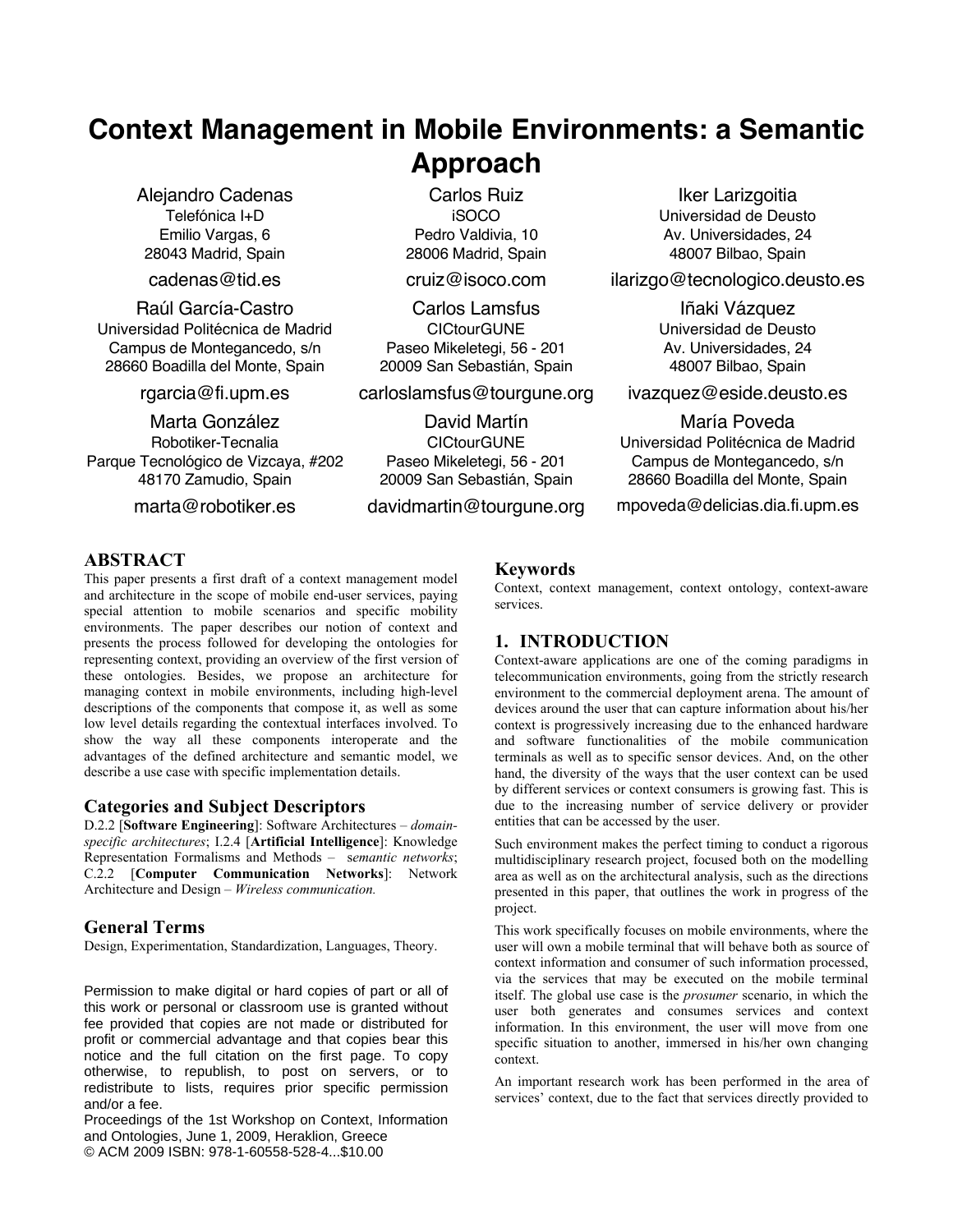# Context Management in Mobile Environments: a Semantic Approach

Alejandro Cadenas
Telefónica I+D
Emilio Vargas, 6
28043 Madrid, Spain
cadenas@tid.es

Carlos Ruiz
iSOCO
Pedro Valdivia, 10
28006 Madrid, Spain
cruiz@isoco.com

Iker Larizgoitia
Universidad de Deusto
Av. Universidades, 24
48007 Bilbao, Spain
ilarizgo@tecnologico.deusto.es

Raúl García-Castro
Universidad Politécnica de Madrid
Campus de Montegancedo, s/n
28660 Boadilla del Monte, Spain
rgarcia@fi.upm.es

Carlos Lamsfus
CICtourGUNE
Paseo Mikeletegi, 56 - 201
20009 San Sebastián, Spain
carloslamsfus@tourgune.org

Iñaki Vázquez
Universidad de Deusto
Av. Universidades, 24
48007 Bilbao, Spain
ivazquez@eside.deusto.es

Marta González
Robotiker-Tecnalia
Parque Tecnológico de Vizcaya, #202
48170 Zamudio, Spain
marta@robotiker.es

David Martín
CICtourGUNE
Paseo Mikeletegi, 56 - 201
20009 San Sebastián, Spain
davidmartin@tourgune.org

María Poveda
Universidad Politécnica de Madrid
Campus de Montegancedo, s/n
28660 Boadilla del Monte, Spain
mpoveda@delicias.dia.fi.upm.es

## ABSTRACT

This paper presents a first draft of a context management model and architecture in the scope of mobile end-user services, paying special attention to mobile scenarios and specific mobility environments. The paper describes our notion of context and presents the process followed for developing the ontologies for representing context, providing an overview of the first version of these ontologies. Besides, we propose an architecture for managing context in mobile environments, including high-level descriptions of the components that compose it, as well as some low level details regarding the contextual interfaces involved. To show the way all these components interoperate and the advantages of the defined architecture and semantic model, we describe a use case with specific implementation details.

### Categories and Subject Descriptors

D.2.2 [**Software Engineering**]: Software Architectures – *domain-specific architectures*; I.2.4 [**Artificial Intelligence**]: Knowledge Representation Formalisms and Methods – *semantic networks*; C.2.2 [**Computer Communication Networks**]: Network Architecture and Design – *Wireless communication.*

### General Terms

Design, Experimentation, Standardization, Languages, Theory.

Permission to make digital or hard copies of part or all of this work or personal or classroom use is granted without fee provided that copies are not made or distributed for profit or commercial advantage and that copies bear this notice and the full citation on the first page. To copy otherwise, to republish, to post on servers, or to redistribute to lists, requires prior specific permission and/or a fee.
Proceedings of the 1st Workshop on Context, Information and Ontologies, June 1, 2009, Heraklion, Greece
© ACM 2009 ISBN: 978-1-60558-528-4...$10.00

### Keywords

Context, context management, context ontology, context-aware services.

## 1. INTRODUCTION

Context-aware applications are one of the coming paradigms in telecommunication environments, going from the strictly research environment to the commercial deployment arena. The amount of devices around the user that can capture information about his/her context is progressively increasing due to the enhanced hardware and software functionalities of the mobile communication terminals as well as to specific sensor devices. And, on the other hand, the diversity of the ways that the user context can be used by different services or context consumers is growing fast. This is due to the increasing number of service delivery or provider entities that can be accessed by the user.

Such environment makes the perfect timing to conduct a rigorous multidisciplinary research project, focused both on the modelling area as well as on the architectural analysis, such as the directions presented in this paper, that outlines the work in progress of the project.

This work specifically focuses on mobile environments, where the user will own a mobile terminal that will behave both as source of context information and consumer of such information processed, via the services that may be executed on the mobile terminal itself. The global use case is the *prosumer* scenario, in which the user both generates and consumes services and context information. In this environment, the user will move from one specific situation to another, immersed in his/her own changing context.

An important research work has been performed in the area of services' context, due to the fact that services directly provided to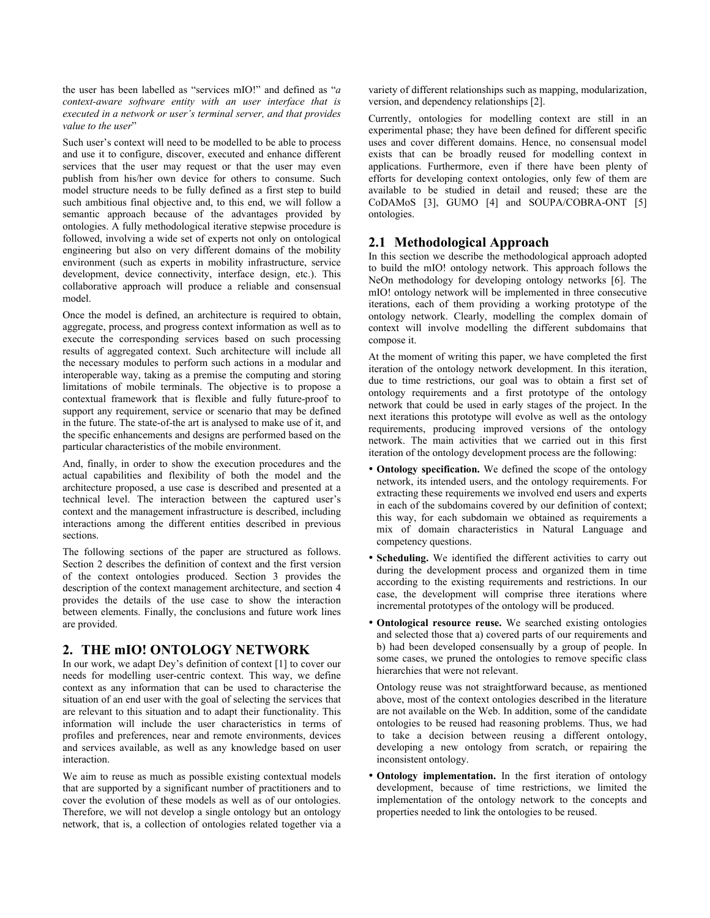the user has been labelled as "services mIO!" and defined as "*a context-aware software entity with an user interface that is executed in a network or user's terminal server, and that provides value to the user*"

Such user's context will need to be modelled to be able to process and use it to configure, discover, executed and enhance different services that the user may request or that the user may even publish from his/her own device for others to consume. Such model structure needs to be fully defined as a first step to build such ambitious final objective and, to this end, we will follow a semantic approach because of the advantages provided by ontologies. A fully methodological iterative stepwise procedure is followed, involving a wide set of experts not only on ontological engineering but also on very different domains of the mobility environment (such as experts in mobility infrastructure, service development, device connectivity, interface design, etc.). This collaborative approach will produce a reliable and consensual model.

Once the model is defined, an architecture is required to obtain, aggregate, process, and progress context information as well as to execute the corresponding services based on such processing results of aggregated context. Such architecture will include all the necessary modules to perform such actions in a modular and interoperable way, taking as a premise the computing and storing limitations of mobile terminals. The objective is to propose a contextual framework that is flexible and fully future-proof to support any requirement, service or scenario that may be defined in the future. The state-of-the art is analysed to make use of it, and the specific enhancements and designs are performed based on the particular characteristics of the mobile environment.

And, finally, in order to show the execution procedures and the actual capabilities and flexibility of both the model and the architecture proposed, a use case is described and presented at a technical level. The interaction between the captured user's context and the management infrastructure is described, including interactions among the different entities described in previous sections.

The following sections of the paper are structured as follows. Section 2 describes the definition of context and the first version of the context ontologies produced. Section 3 provides the description of the context management architecture, and section 4 provides the details of the use case to show the interaction between elements. Finally, the conclusions and future work lines are provided.

## 2. THE mIO! ONTOLOGY NETWORK

In our work, we adapt Dey's definition of context [1] to cover our needs for modelling user-centric context. This way, we define context as any information that can be used to characterise the situation of an end user with the goal of selecting the services that are relevant to this situation and to adapt their functionality. This information will include the user characteristics in terms of profiles and preferences, near and remote environments, devices and services available, as well as any knowledge based on user interaction.

We aim to reuse as much as possible existing contextual models that are supported by a significant number of practitioners and to cover the evolution of these models as well as of our ontologies. Therefore, we will not develop a single ontology but an ontology network, that is, a collection of ontologies related together via a variety of different relationships such as mapping, modularization, version, and dependency relationships [2].

Currently, ontologies for modelling context are still in an experimental phase; they have been defined for different specific uses and cover different domains. Hence, no consensual model exists that can be broadly reused for modelling context in applications. Furthermore, even if there have been plenty of efforts for developing context ontologies, only few of them are available to be studied in detail and reused; these are the CoDAMoS [3], GUMO [4] and SOUPA/COBRA-ONT [5] ontologies.

### 2.1 Methodological Approach

In this section we describe the methodological approach adopted to build the mIO! ontology network. This approach follows the NeOn methodology for developing ontology networks [6]. The mIO! ontology network will be implemented in three consecutive iterations, each of them providing a working prototype of the ontology network. Clearly, modelling the complex domain of context will involve modelling the different subdomains that compose it.

At the moment of writing this paper, we have completed the first iteration of the ontology network development. In this iteration, due to time restrictions, our goal was to obtain a first set of ontology requirements and a first prototype of the ontology network that could be used in early stages of the project. In the next iterations this prototype will evolve as well as the ontology requirements, producing improved versions of the ontology network. The main activities that we carried out in this first iteration of the ontology development process are the following:

- **Ontology specification.** We defined the scope of the ontology network, its intended users, and the ontology requirements. For extracting these requirements we involved end users and experts in each of the subdomains covered by our definition of context; this way, for each subdomain we obtained as requirements a mix of domain characteristics in Natural Language and competency questions.
- **Scheduling.** We identified the different activities to carry out during the development process and organized them in time according to the existing requirements and restrictions. In our case, the development will comprise three iterations where incremental prototypes of the ontology will be produced.
- **Ontological resource reuse.** We searched existing ontologies and selected those that a) covered parts of our requirements and b) had been developed consensually by a group of people. In some cases, we pruned the ontologies to remove specific class hierarchies that were not relevant.

  Ontology reuse was not straightforward because, as mentioned above, most of the context ontologies described in the literature are not available on the Web. In addition, some of the candidate ontologies to be reused had reasoning problems. Thus, we had to take a decision between reusing a different ontology, developing a new ontology from scratch, or repairing the inconsistent ontology.
- **Ontology implementation.** In the first iteration of ontology development, because of time restrictions, we limited the implementation of the ontology network to the concepts and properties needed to link the ontologies to be reused.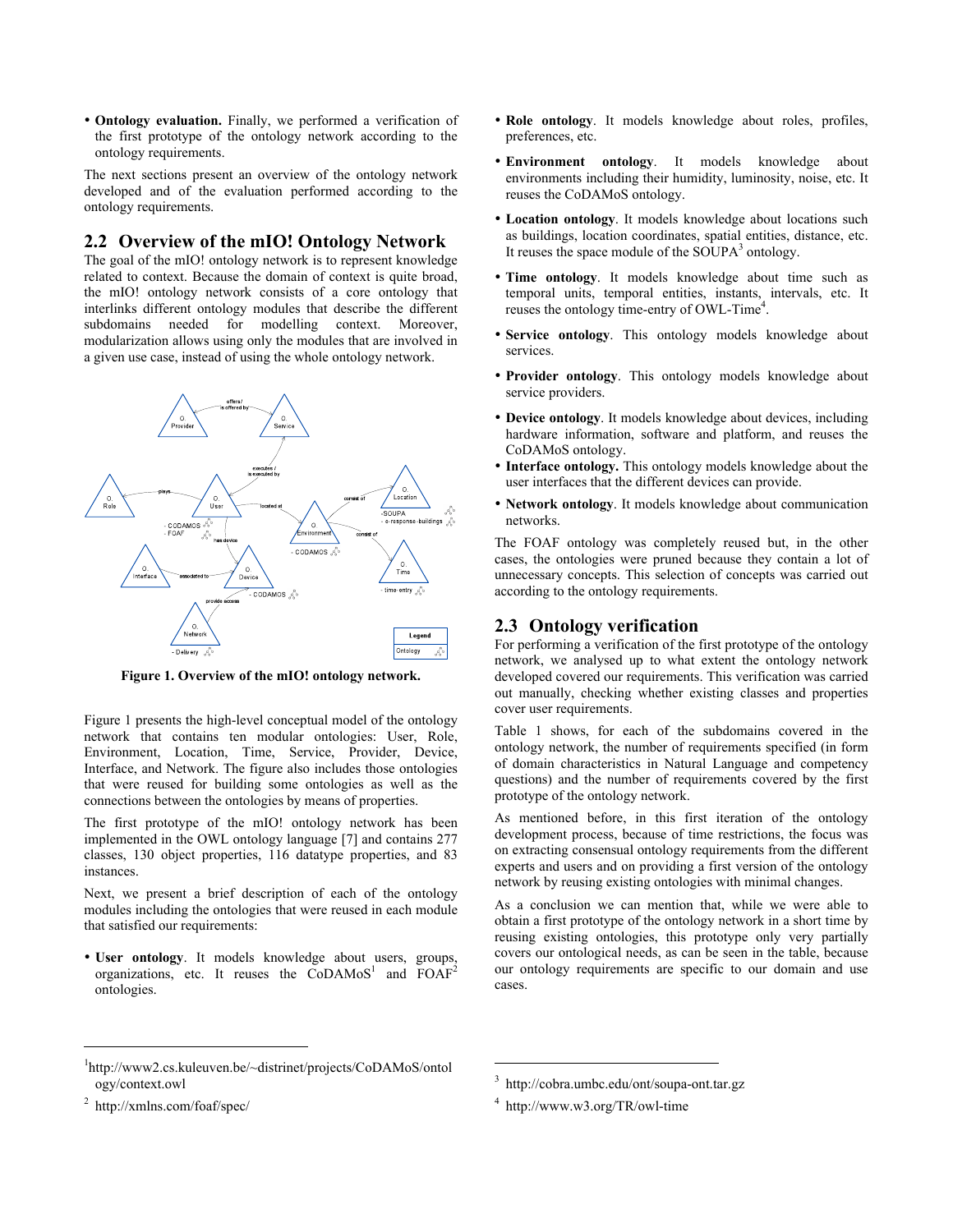- **Ontology evaluation.** Finally, we performed a verification of the first prototype of the ontology network according to the ontology requirements.

The next sections present an overview of the ontology network developed and of the evaluation performed according to the ontology requirements.

## 2.2 Overview of the mIO! Ontology Network

The goal of the mIO! ontology network is to represent knowledge related to context. Because the domain of context is quite broad, the mIO! ontology network consists of a core ontology that interlinks different ontology modules that describe the different subdomains needed for modelling context. Moreover, modularization allows using only the modules that are involved in a given use case, instead of using the whole ontology network.

**Figure 1. Overview of the mIO! ontology network.**

Figure 1 presents the high-level conceptual model of the ontology network that contains ten modular ontologies: User, Role, Environment, Location, Time, Service, Provider, Device, Interface, and Network. The figure also includes those ontologies that were reused for building some ontologies as well as the connections between the ontologies by means of properties.

The first prototype of the mIO! ontology network has been implemented in the OWL ontology language [7] and contains 277 classes, 130 object properties, 116 datatype properties, and 83 instances.

Next, we present a brief description of each of the ontology modules including the ontologies that were reused in each module that satisfied our requirements:

- **User ontology**. It models knowledge about users, groups, organizations, etc. It reuses the CoDAMoS[1] and FOAF[2] ontologies.
- **Role ontology**. It models knowledge about roles, profiles, preferences, etc.
- **Environment ontology**. It models knowledge about environments including their humidity, luminosity, noise, etc. It reuses the CoDAMoS ontology.
- **Location ontology**. It models knowledge about locations such as buildings, location coordinates, spatial entities, distance, etc. It reuses the space module of the SOUPA[3] ontology.
- **Time ontology**. It models knowledge about time such as temporal units, temporal entities, instants, intervals, etc. It reuses the ontology time-entry of OWL-Time[4].
- **Service ontology**. This ontology models knowledge about services.
- **Provider ontology**. This ontology models knowledge about service providers.
- **Device ontology**. It models knowledge about devices, including hardware information, software and platform, and reuses the CoDAMoS ontology.
- **Interface ontology.** This ontology models knowledge about the user interfaces that the different devices can provide.
- **Network ontology**. It models knowledge about communication networks.

The FOAF ontology was completely reused but, in the other cases, the ontologies were pruned because they contain a lot of unnecessary concepts. This selection of concepts was carried out according to the ontology requirements.

## 2.3 Ontology verification

For performing a verification of the first prototype of the ontology network, we analysed up to what extent the ontology network developed covered our requirements. This verification was carried out manually, checking whether existing classes and properties cover user requirements.

Table 1 shows, for each of the subdomains covered in the ontology network, the number of requirements specified (in form of domain characteristics in Natural Language and competency questions) and the number of requirements covered by the first prototype of the ontology network.

As mentioned before, in this first iteration of the ontology development process, because of time restrictions, the focus was on extracting consensual ontology requirements from the different experts and users and on providing a first version of the ontology network by reusing existing ontologies with minimal changes.

As a conclusion we can mention that, while we were able to obtain a first prototype of the ontology network in a short time by reusing existing ontologies, this prototype only very partially covers our ontological needs, as can be seen in the table, because our ontology requirements are specific to our domain and use cases.

---

[1] http://www2.cs.kuleuven.be/~distrinet/projects/CoDAMoS/ontology/context.owl

[2] http://xmlns.com/foaf/spec/

[3] http://cobra.umbc.edu/ont/soupa-ont.tar.gz

[4] http://www.w3.org/TR/owl-time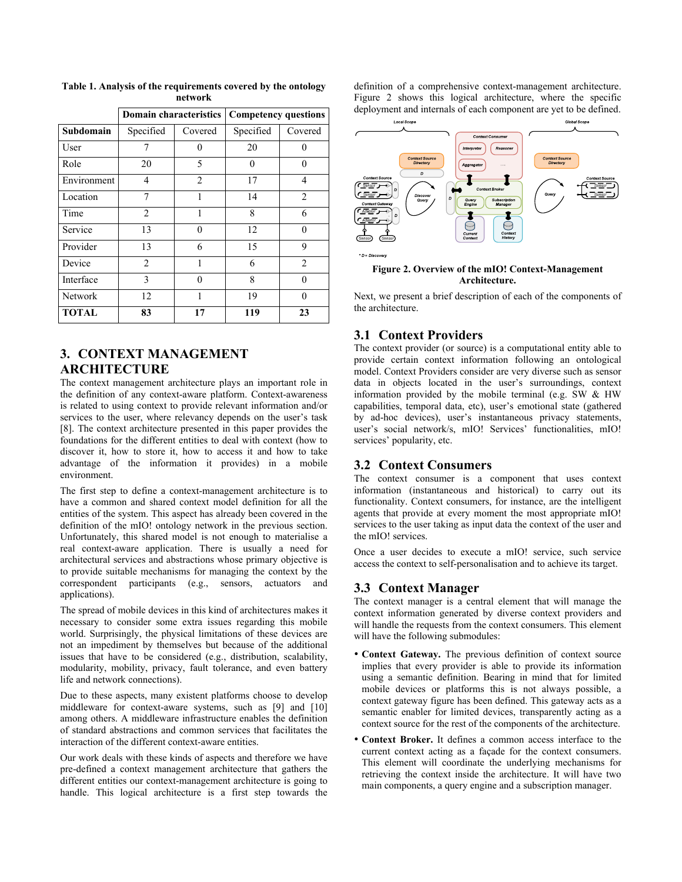**Table 1. Analysis of the requirements covered by the ontology network**

| | Domain characteristics | | Competency questions | |
|---|---|---|---|---|
| **Subdomain** | Specified | Covered | Specified | Covered |
| User | 7 | 0 | 20 | 0 |
| Role | 20 | 5 | 0 | 0 |
| Environment | 4 | 2 | 17 | 4 |
| Location | 7 | 1 | 14 | 2 |
| Time | 2 | 1 | 8 | 6 |
| Service | 13 | 0 | 12 | 0 |
| Provider | 13 | 6 | 15 | 9 |
| Device | 2 | 1 | 6 | 2 |
| Interface | 3 | 0 | 8 | 0 |
| Network | 12 | 1 | 19 | 0 |
| **TOTAL** | **83** | **17** | **119** | **23** |

## 3. CONTEXT MANAGEMENT ARCHITECTURE

The context management architecture plays an important role in the definition of any context-aware platform. Context-awareness is related to using context to provide relevant information and/or services to the user, where relevancy depends on the user's task [8]. The context architecture presented in this paper provides the foundations for the different entities to deal with context (how to discover it, how to store it, how to access it and how to take advantage of the information it provides) in a mobile environment.

The first step to define a context-management architecture is to have a common and shared context model definition for all the entities of the system. This aspect has already been covered in the definition of the mIO! ontology network in the previous section. Unfortunately, this shared model is not enough to materialise a real context-aware application. There is usually a need for architectural services and abstractions whose primary objective is to provide suitable mechanisms for managing the context by the correspondent participants (e.g., sensors, actuators and applications).

The spread of mobile devices in this kind of architectures makes it necessary to consider some extra issues regarding this mobile world. Surprisingly, the physical limitations of these devices are not an impediment by themselves but because of the additional issues that have to be considered (e.g., distribution, scalability, modularity, mobility, privacy, fault tolerance, and even battery life and network connections).

Due to these aspects, many existent platforms choose to develop middleware for context-aware systems, such as [9] and [10] among others. A middleware infrastructure enables the definition of standard abstractions and common services that facilitates the interaction of the different context-aware entities.

Our work deals with these kinds of aspects and therefore we have pre-defined a context management architecture that gathers the different entities our context-management architecture is going to handle. This logical architecture is a first step towards the definition of a comprehensive context-management architecture. Figure 2 shows this logical architecture, where the specific deployment and internals of each component are yet to be defined.

**Figure 2. Overview of the mIO! Context-Management Architecture.**

Next, we present a brief description of each of the components of the architecture.

### 3.1 Context Providers

The context provider (or source) is a computational entity able to provide certain context information following an ontological model. Context Providers consider are very diverse such as sensor data in objects located in the user's surroundings, context information provided by the mobile terminal (e.g. SW & HW capabilities, temporal data, etc), user's emotional state (gathered by ad-hoc devices), user's instantaneous privacy statements, user's social network/s, mIO! Services' functionalities, mIO! services' popularity, etc.

### 3.2 Context Consumers

The context consumer is a component that uses context information (instantaneous and historical) to carry out its functionality. Context consumers, for instance, are the intelligent agents that provide at every moment the most appropriate mIO! services to the user taking as input data the context of the user and the mIO! services.

Once a user decides to execute a mIO! service, such service access the context to self-personalisation and to achieve its target.

### 3.3 Context Manager

The context manager is a central element that will manage the context information generated by diverse context providers and will handle the requests from the context consumers. This element will have the following submodules:

- **Context Gateway.** The previous definition of context source implies that every provider is able to provide its information using a semantic definition. Bearing in mind that for limited mobile devices or platforms this is not always possible, a context gateway figure has been defined. This gateway acts as a semantic enabler for limited devices, transparently acting as a context source for the rest of the components of the architecture.
- **Context Broker.** It defines a common access interface to the current context acting as a façade for the context consumers. This element will coordinate the underlying mechanisms for retrieving the context inside the architecture. It will have two main components, a query engine and a subscription manager.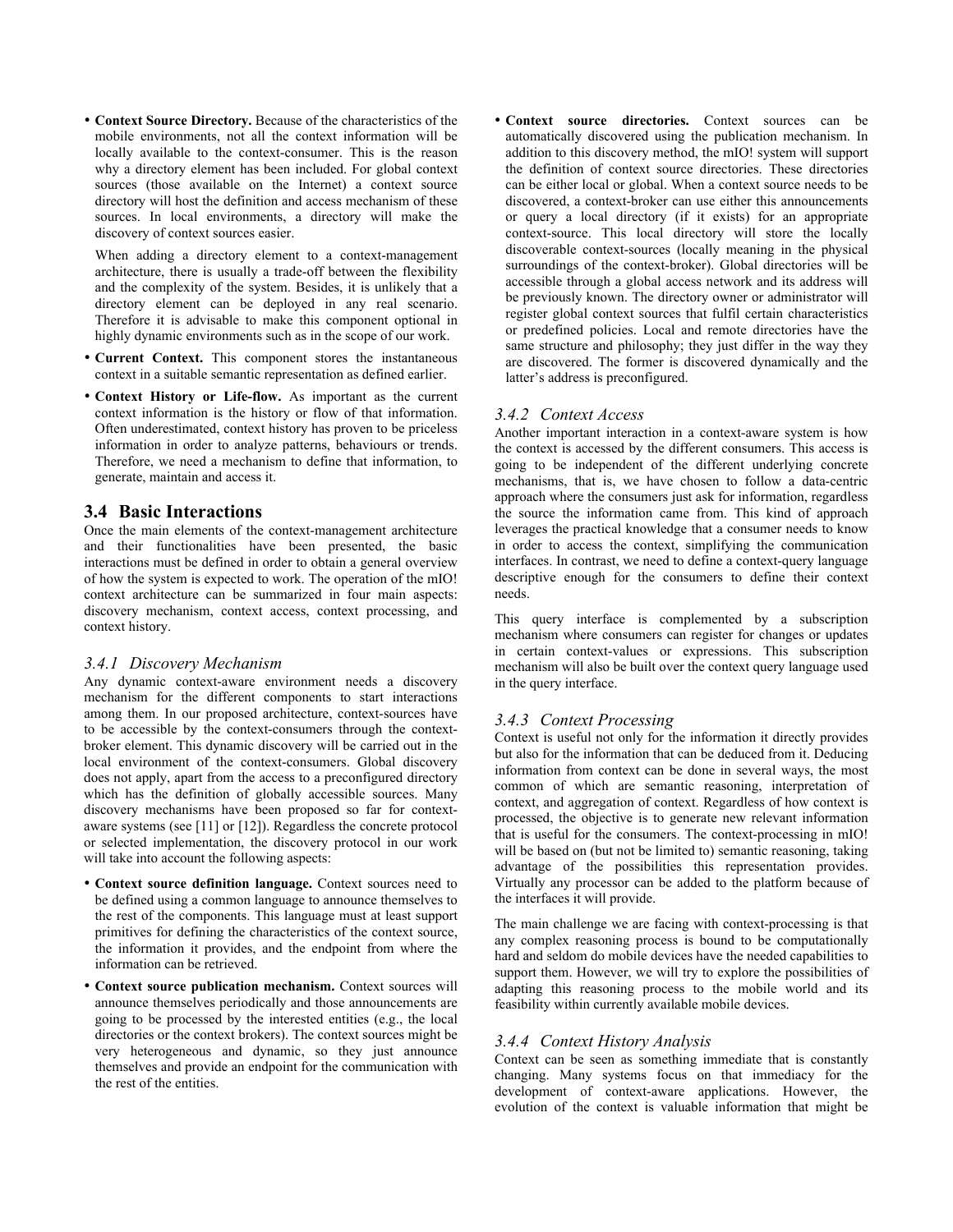- **Context Source Directory.** Because of the characteristics of the mobile environments, not all the context information will be locally available to the context-consumer. This is the reason why a directory element has been included. For global context sources (those available on the Internet) a context source directory will host the definition and access mechanism of these sources. In local environments, a directory will make the discovery of context sources easier.

  When adding a directory element to a context-management architecture, there is usually a trade-off between the flexibility and the complexity of the system. Besides, it is unlikely that a directory element can be deployed in any real scenario. Therefore it is advisable to make this component optional in highly dynamic environments such as in the scope of our work.

- **Current Context.** This component stores the instantaneous context in a suitable semantic representation as defined earlier.
- **Current History or Life-flow.** As important as the current context information is the history or flow of that information. Often underestimated, context history has proven to be priceless information in order to analyze patterns, behaviours or trends. Therefore, we need a mechanism to define that information, to generate, maintain and access it.

## 3.4 Basic Interactions

Once the main elements of the context-management architecture and their functionalities have been presented, the basic interactions must be defined in order to obtain a general overview of how the system is expected to work. The operation of the mIO! context architecture can be summarized in four main aspects: discovery mechanism, context access, context processing, and context history.

### *3.4.1 Discovery Mechanism*

Any dynamic context-aware environment needs a discovery mechanism for the different components to start interactions among them. In our proposed architecture, context-sources have to be accessible by the context-consumers through the context-broker element. This dynamic discovery will be carried out in the local environment of the context-consumers. Global discovery does not apply, apart from the access to a preconfigured directory which has the definition of globally accessible sources. Many discovery mechanisms have been proposed so far for context-aware systems (see [11] or [12]). Regardless the concrete protocol or selected implementation, the discovery protocol in our work will take into account the following aspects:

- **Context source definition language.** Context sources need to be defined using a common language to announce themselves to the rest of the components. This language must at least support primitives for defining the characteristics of the context source, the information it provides, and the endpoint from where the information can be retrieved.
- **Context source publication mechanism.** Context sources will announce themselves periodically and those announcements are going to be processed by the interested entities (e.g., the local directories or the context brokers). The context sources might be very heterogeneous and dynamic, so they just announce themselves and provide an endpoint for the communication with the rest of the entities.
- **Context source directories.** Context sources can be automatically discovered using the publication mechanism. In addition to this discovery method, the mIO! system will support the definition of context source directories. These directories can be either local or global. When a context source needs to be discovered, a context-broker can use either this announcements or query a local directory (if it exists) for an appropriate context-source. This local directory will store the locally discoverable context-sources (locally meaning in the physical surroundings of the context-broker). Global directories will be accessible through a global access network and its address will be previously known. The directory owner or administrator will register global context sources that fulfil certain characteristics or predefined policies. Local and remote directories have the same structure and philosophy; they just differ in the way they are discovered. The former is discovered dynamically and the latter's address is preconfigured.

### *3.4.2 Context Access*

Another important interaction in a context-aware system is how the context is accessed by the different consumers. This access is going to be independent of the different underlying concrete mechanisms, that is, we have chosen to follow a data-centric approach where the consumers just ask for information, regardless the source the information came from. This kind of approach leverages the practical knowledge that a consumer needs to know in order to access the context, simplifying the communication interfaces. In contrast, we need to define a context-query language descriptive enough for the consumers to define their context needs.

This query interface is complemented by a subscription mechanism where consumers can register for changes or updates in certain context-values or expressions. This subscription mechanism will also be built over the context query language used in the query interface.

### *3.4.3 Context Processing*

Context is useful not only for the information it directly provides but also for the information that can be deduced from it. Deducing information from context can be done in several ways, the most common of which are semantic reasoning, interpretation of context, and aggregation of context. Regardless of how context is processed, the objective is to generate new relevant information that is useful for the consumers. The context-processing in mIO! will be based on (but not be limited to) semantic reasoning, taking advantage of the possibilities this representation provides. Virtually any processor can be added to the platform because of the interfaces it will provide.

The main challenge we are facing with context-processing is that any complex reasoning process is bound to be computationally hard and seldom do mobile devices have the needed capabilities to support them. However, we will try to explore the possibilities of adapting this reasoning process to the mobile world and its feasibility within currently available mobile devices.

### *3.4.4 Context History Analysis*

Context can be seen as something immediate that is constantly changing. Many systems focus on that immediacy for the development of context-aware applications. However, the evolution of the context is valuable information that might be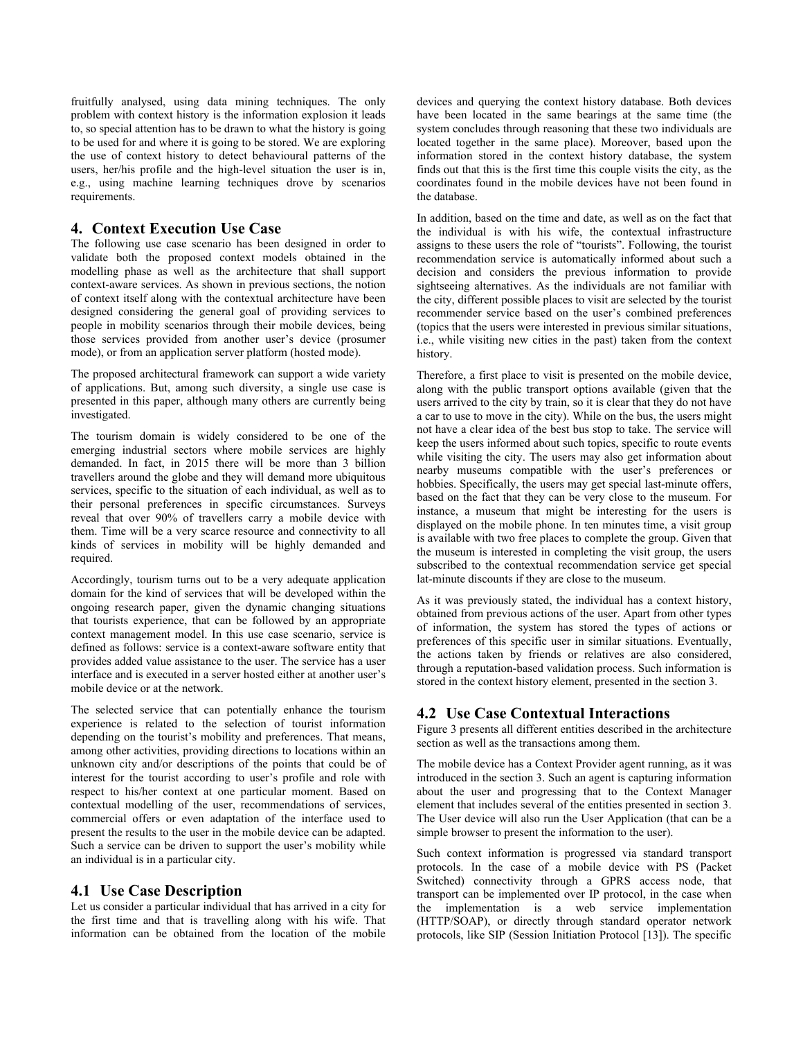fruitfully analysed, using data mining techniques. The only problem with context history is the information explosion it leads to, so special attention has to be drawn to what the history is going to be used for and where it is going to be stored. We are exploring the use of context history to detect behavioural patterns of the users, her/his profile and the high-level situation the user is in, e.g., using machine learning techniques drove by scenarios requirements.

## 4. Context Execution Use Case

The following use case scenario has been designed in order to validate both the proposed context models obtained in the modelling phase as well as the architecture that shall support context-aware services. As shown in previous sections, the notion of context itself along with the contextual architecture have been designed considering the general goal of providing services to people in mobility scenarios through their mobile devices, being those services provided from another user's device (prosumer mode), or from an application server platform (hosted mode).

The proposed architectural framework can support a wide variety of applications. But, among such diversity, a single use case is presented in this paper, although many others are currently being investigated.

The tourism domain is widely considered to be one of the emerging industrial sectors where mobile services are highly demanded. In fact, in 2015 there will be more than 3 billion travellers around the globe and they will demand more ubiquitous services, specific to the situation of each individual, as well as to their personal preferences in specific circumstances. Surveys reveal that over 90% of travellers carry a mobile device with them. Time will be a very scarce resource and connectivity to all kinds of services in mobility will be highly demanded and required.

Accordingly, tourism turns out to be a very adequate application domain for the kind of services that will be developed within the ongoing research paper, given the dynamic changing situations that tourists experience, that can be followed by an appropriate context management model. In this use case scenario, service is defined as follows: service is a context-aware software entity that provides added value assistance to the user. The service has a user interface and is executed in a server hosted either at another user's mobile device or at the network.

The selected service that can potentially enhance the tourism experience is related to the selection of tourist information depending on the tourist's mobility and preferences. That means, among other activities, providing directions to locations within an unknown city and/or descriptions of the points that could be of interest for the tourist according to user's profile and role with respect to his/her context at one particular moment. Based on contextual modelling of the user, recommendations of services, commercial offers or even adaptation of the interface used to present the results to the user in the mobile device can be adapted. Such a service can be driven to support the user's mobility while an individual is in a particular city.

### 4.1 Use Case Description

Let us consider a particular individual that has arrived in a city for the first time and that is travelling along with his wife. That information can be obtained from the location of the mobile devices and querying the context history database. Both devices have been located in the same bearings at the same time (the system concludes through reasoning that these two individuals are located together in the same place). Moreover, based upon the information stored in the context history database, the system finds out that this is the first time this couple visits the city, as the coordinates found in the mobile devices have not been found in the database.

In addition, based on the time and date, as well as on the fact that the individual is with his wife, the contextual infrastructure assigns to these users the role of "tourists". Following, the tourist recommendation service is automatically informed about such a decision and considers the previous information to provide sightseeing alternatives. As the individuals are not familiar with the city, different possible places to visit are selected by the tourist recommender service based on the user's combined preferences (topics that the users were interested in previous similar situations, i.e., while visiting new cities in the past) taken from the context history.

Therefore, a first place to visit is presented on the mobile device, along with the public transport options available (given that the users arrived to the city by train, so it is clear that they do not have a car to use to move in the city). While on the bus, the users might not have a clear idea of the best bus stop to take. The service will keep the users informed about such topics, specific to route events while visiting the city. The users may also get information about nearby museums compatible with the user's preferences or hobbies. Specifically, the users may get special last-minute offers, based on the fact that they can be very close to the museum. For instance, a museum that might be interesting for the users is displayed on the mobile phone. In ten minutes time, a visit group is available with two free places to complete the group. Given that the museum is interested in completing the visit group, the users subscribed to the contextual recommendation service get special lat-minute discounts if they are close to the museum.

As it was previously stated, the individual has a context history, obtained from previous actions of the user. Apart from other types of information, the system has stored the types of actions or preferences of this specific user in similar situations. Eventually, the actions taken by friends or relatives are also considered, through a reputation-based validation process. Such information is stored in the context history element, presented in the section 3.

### 4.2 Use Case Contextual Interactions

Figure 3 presents all different entities described in the architecture section as well as the transactions among them.

The mobile device has a Context Provider agent running, as it was introduced in the section 3. Such an agent is capturing information about the user and progressing that to the Context Manager element that includes several of the entities presented in section 3. The User device will also run the User Application (that can be a simple browser to present the information to the user).

Such context information is progressed via standard transport protocols. In the case of a mobile device with PS (Packet Switched) connectivity through a GPRS access node, that transport can be implemented over IP protocol, in the case when the implementation is a web service implementation (HTTP/SOAP), or directly through standard operator network protocols, like SIP (Session Initiation Protocol [13]). The specific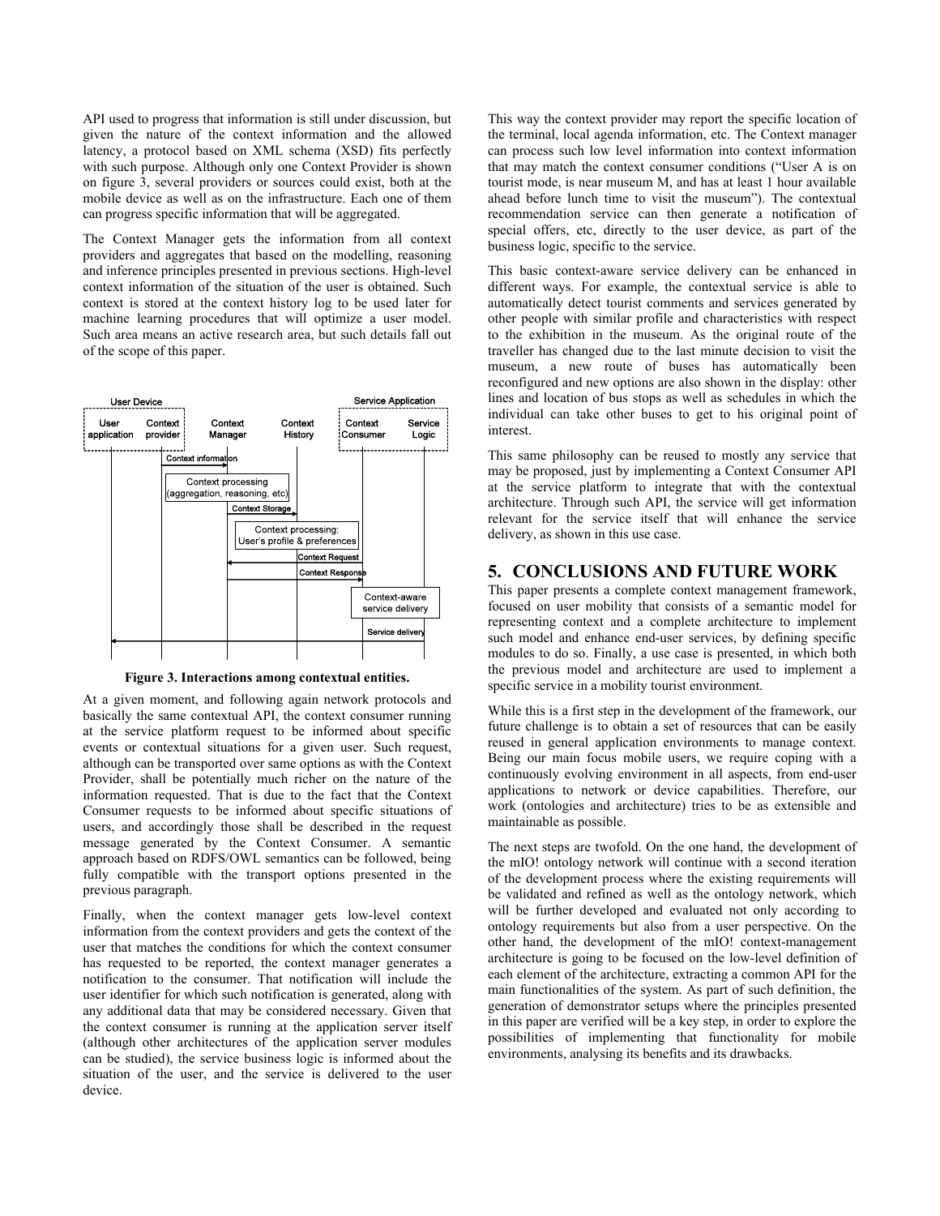API used to progress that information is still under discussion, but given the nature of the context information and the allowed latency, a protocol based on XML schema (XSD) fits perfectly with such purpose. Although only one Context Provider is shown on figure 3, several providers or sources could exist, both at the mobile device as well as on the infrastructure. Each one of them can progress specific information that will be aggregated.

The Context Manager gets the information from all context providers and aggregates that based on the modelling, reasoning and inference principles presented in previous sections. High-level context information of the situation of the user is obtained. Such context is stored at the context history log to be used later for machine learning procedures that will optimize a user model. Such area means an active research area, but such details fall out of the scope of this paper.

User Device
Service Application
User application
Context provider
Context Manager
Context History
Context Consumer
Service Logic
Context information
Context processing (aggregation, reasoning, etc)
Context Storage
Context processing: User's profile & preferences
Context Request
Context Response
Context-aware service delivery
Service delivery

**Figure 3. Interactions among contextual entities.**

At a given moment, and following again network protocols and basically the same contextual API, the context consumer running at the service platform request to be informed about specific events or contextual situations for a given user. Such request, although can be transported over same options as with the Context Provider, shall be potentially much richer on the nature of the information requested. That is due to the fact that the Context Consumer requests to be informed about specific situations of users, and accordingly those shall be described in the request message generated by the Context Consumer. A semantic approach based on RDFS/OWL semantics can be followed, being fully compatible with the transport options presented in the previous paragraph.

Finally, when the context manager gets low-level context information from the context providers and gets the context of the user that matches the conditions for which the context consumer has requested to be reported, the context manager generates a notification to the consumer. That notification will include the user identifier for which such notification is generated, along with any additional data that may be considered necessary. Given that the context consumer is running at the application server itself (although other architectures of the application server modules can be studied), the service business logic is informed about the situation of the user, and the service is delivered to the user device.

This way the context provider may report the specific location of the terminal, local agenda information, etc. The Context manager can process such low level information into context information that may match the context consumer conditions ("User A is on tourist mode, is near museum M, and has at least 1 hour available ahead before lunch time to visit the museum"). The contextual recommendation service can then generate a notification of special offers, etc, directly to the user device, as part of the business logic, specific to the service.

This basic context-aware service delivery can be enhanced in different ways. For example, the contextual service is able to automatically detect tourist comments and services generated by other people with similar profile and characteristics with respect to the exhibition in the museum. As the original route of the traveller has changed due to the last minute decision to visit the museum, a new route of buses has automatically been reconfigured and new options are also shown in the display: other lines and location of bus stops as well as schedules in which the individual can take other buses to get to his original point of interest.

This same philosophy can be reused to mostly any service that may be proposed, just by implementing a Context Consumer API at the service platform to integrate that with the contextual architecture. Through such API, the service will get information relevant for the service itself that will enhance the service delivery, as shown in this use case.

# 5. CONCLUSIONS AND FUTURE WORK

This paper presents a complete context management framework, focused on user mobility that consists of a semantic model for representing context and a complete architecture to implement such model and enhance end-user services, by defining specific modules to do so. Finally, a use case is presented, in which both the previous model and architecture are used to implement a specific service in a mobility tourist environment.

While this is a first step in the development of the framework, our future challenge is to obtain a set of resources that can be easily reused in general application environments to manage context. Being our main focus mobile users, we require coping with a continuously evolving environment in all aspects, from end-user applications to network or device capabilities. Therefore, our work (ontologies and architecture) tries to be as extensible and maintainable as possible.

The next steps are twofold. On the one hand, the development of the mIO! ontology network will continue with a second iteration of the development process where the existing requirements will be validated and refined as well as the ontology network, which will be further developed and evaluated not only according to ontology requirements but also from a user perspective. On the other hand, the development of the mIO! context-management architecture is going to be focused on the low-level definition of each element of the architecture, extracting a common API for the main functionalities of the system. As part of such definition, the generation of demonstrator setups where the principles presented in this paper are verified will be a key step, in order to explore the possibilities of implementing that functionality for mobile environments, analysing its benefits and its drawbacks.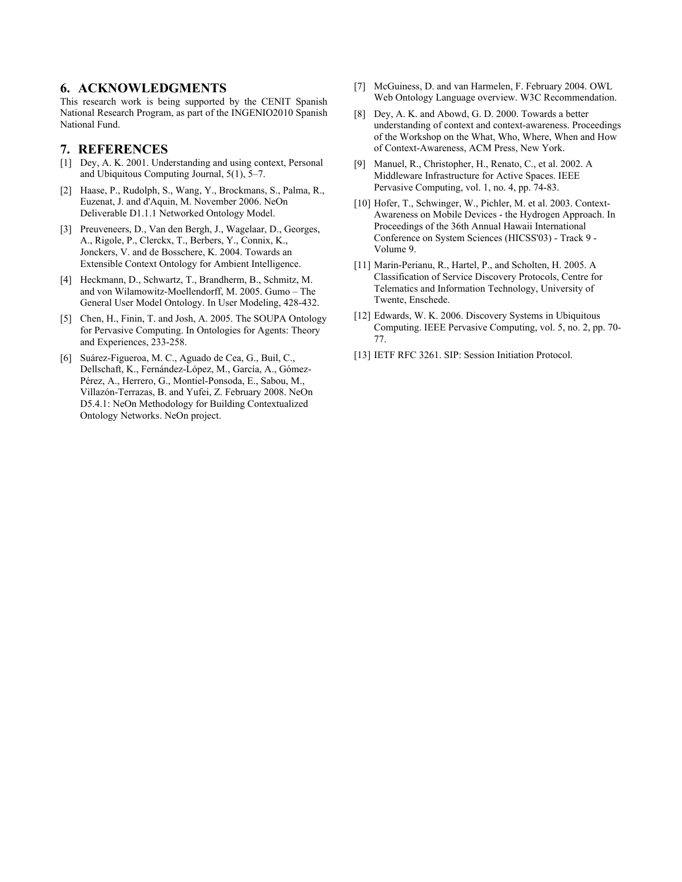## 6. ACKNOWLEDGMENTS

This research work is being supported by the CENIT Spanish National Research Program, as part of the INGENIO2010 Spanish National Fund.

## 7. REFERENCES

[1] Dey, A. K. 2001. Understanding and using context, Personal and Ubiquitous Computing Journal, 5(1), 5–7.

[2] Haase, P., Rudolph, S., Wang, Y., Brockmans, S., Palma, R., Euzenat, J. and d'Aquin, M. November 2006. NeOn Deliverable D1.1.1 Networked Ontology Model.

[3] Preuveneers, D., Van den Bergh, J., Wagelaar, D., Georges, A., Rigole, P., Clerckx, T., Berbers, Y., Connix, K., Jonckers, V. and de Bosschere, K. 2004. Towards an Extensible Context Ontology for Ambient Intelligence.

[4] Heckmann, D., Schwartz, T., Brandherm, B., Schmitz, M. and von Wilamowitz-Moellendorff, M. 2005. Gumo – The General User Model Ontology. In User Modeling, 428-432.

[5] Chen, H., Finin, T. and Josh, A. 2005. The SOUPA Ontology for Pervasive Computing. In Ontologies for Agents: Theory and Experiences, 233-258.

[6] Suárez-Figueroa, M. C., Aguado de Cea, G., Buil, C., Dellschaft, K., Fernández-López, M., García, A., Gómez-Pérez, A., Herrero, G., Montiel-Ponsoda, E., Sabou, M., Villazón-Terrazas, B. and Yufei, Z. February 2008. NeOn D5.4.1: NeOn Methodology for Building Contextualized Ontology Networks. NeOn project.

[7] McGuiness, D. and van Harmelen, F. February 2004. OWL Web Ontology Language overview. W3C Recommendation.

[8] Dey, A. K. and Abowd, G. D. 2000. Towards a better understanding of context and context-awareness. Proceedings of the Workshop on the What, Who, Where, When and How of Context-Awareness, ACM Press, New York.

[9] Manuel, R., Christopher, H., Renato, C., et al. 2002. A Middleware Infrastructure for Active Spaces. IEEE Pervasive Computing, vol. 1, no. 4, pp. 74-83.

[10] Hofer, T., Schwinger, W., Pichler, M. et al. 2003. Context-Awareness on Mobile Devices - the Hydrogen Approach. In Proceedings of the 36th Annual Hawaii International Conference on System Sciences (HICSS'03) - Track 9 - Volume 9.

[11] Marin-Perianu, R., Hartel, P., and Scholten, H. 2005. A Classification of Service Discovery Protocols, Centre for Telematics and Information Technology, University of Twente, Enschede.

[12] Edwards, W. K. 2006. Discovery Systems in Ubiquitous Computing. IEEE Pervasive Computing, vol. 5, no. 2, pp. 70-77.

[13] IETF RFC 3261. SIP: Session Initiation Protocol.